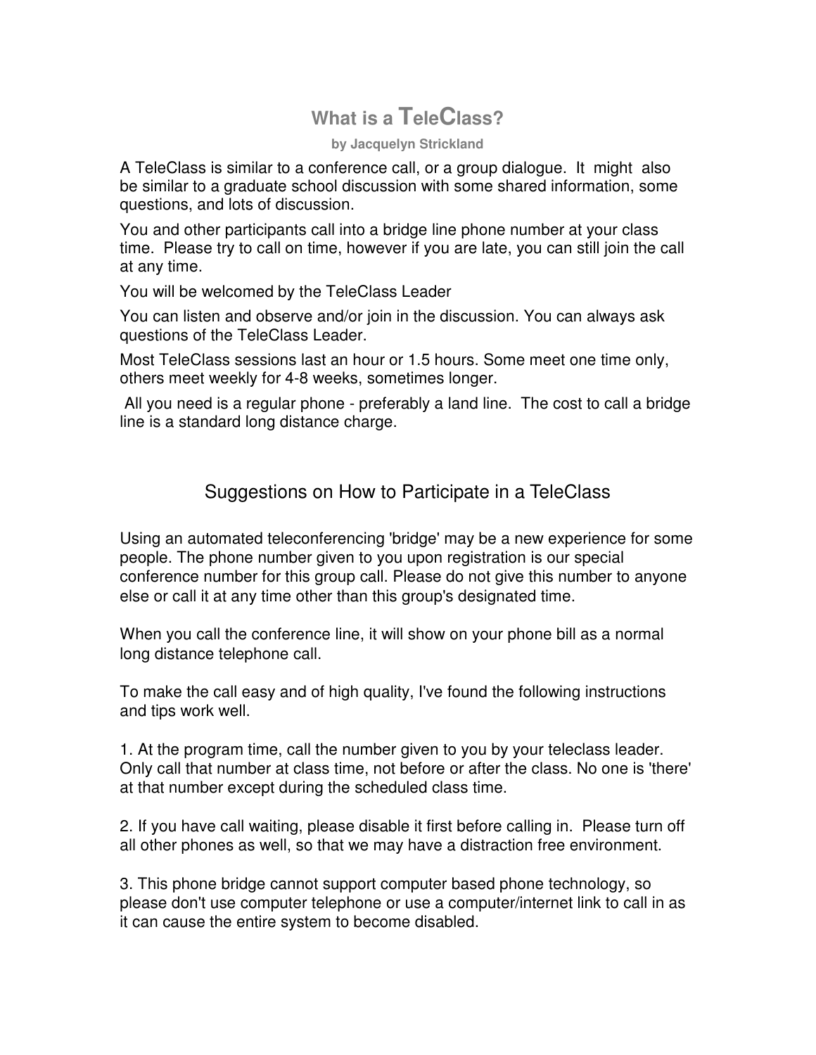# What is a TeleClass?

**by Jacquelyn Strickland**

A TeleClass is similar to a conference call, or a group dialogue. It might also be similar to a graduate school discussion with some shared information, some questions, and lots of discussion.

You and other participants call into a bridge line phone number at your class time. Please try to call on time, however if you are late, you can still join the call at any time.

You will be welcomed by the TeleClass Leader

You can listen and observe and/or join in the discussion. You can always ask questions of the TeleClass Leader.

Most TeleClass sessions last an hour or 1.5 hours. Some meet one time only, others meet weekly for 4-8 weeks, sometimes longer.

All you need is a regular phone - preferably a land line. The cost to call a bridge line is a standard long distance charge.

## Suggestions on How to Participate in a TeleClass

Using an automated teleconferencing 'bridge' may be a new experience for some people. The phone number given to you upon registration is our special conference number for this group call. Please do not give this number to anyone else or call it at any time other than this group's designated time.

When you call the conference line, it will show on your phone bill as a normal long distance telephone call.

To make the call easy and of high quality, I've found the following instructions and tips work well.

1. At the program time, call the number given to you by your teleclass leader. Only call that number at class time, not before or after the class. No one is 'there' at that number except during the scheduled class time.

2. If you have call waiting, please disable it first before calling in. Please turn off all other phones as well, so that we may have a distraction free environment.

3. This phone bridge cannot support computer based phone technology, so please don't use computer telephone or use a computer/internet link to call in as it can cause the entire system to become disabled.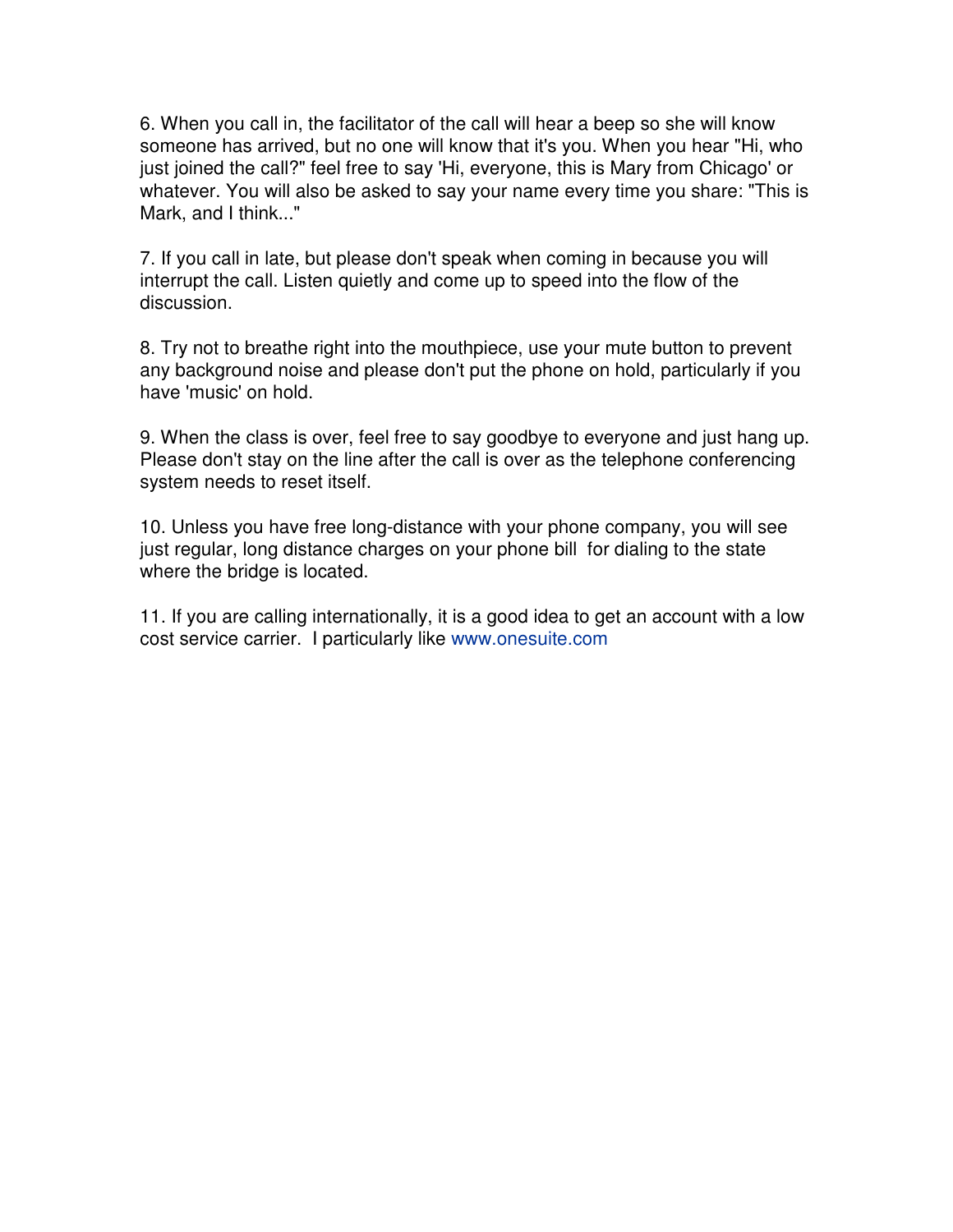6. When you call in, the facilitator of the call will hear a beep so she will know someone has arrived, but no one will know that it's you. When you hear "Hi, who just joined the call?" feel free to say 'Hi, everyone, this is Mary from Chicago' or whatever. You will also be asked to say your name every time you share: "This is Mark, and I think..."

7. If you call in late, but please don't speak when coming in because you will interrupt the call. Listen quietly and come up to speed into the flow of the discussion.

8. Try not to breathe right into the mouthpiece, use your mute button to prevent any background noise and please don't put the phone on hold, particularly if you have 'music' on hold.

9. When the class is over, feel free to say goodbye to everyone and just hang up. Please don't stay on the line after the call is over as the telephone conferencing system needs to reset itself.

10. Unless you have free long-distance with your phone company, you will see just regular, long distance charges on your phone bill for dialing to the state where the bridge is located.

11. If you are calling internationally, it is a good idea to get an account with a low cost service carrier. I particularly like www.onesuite.com